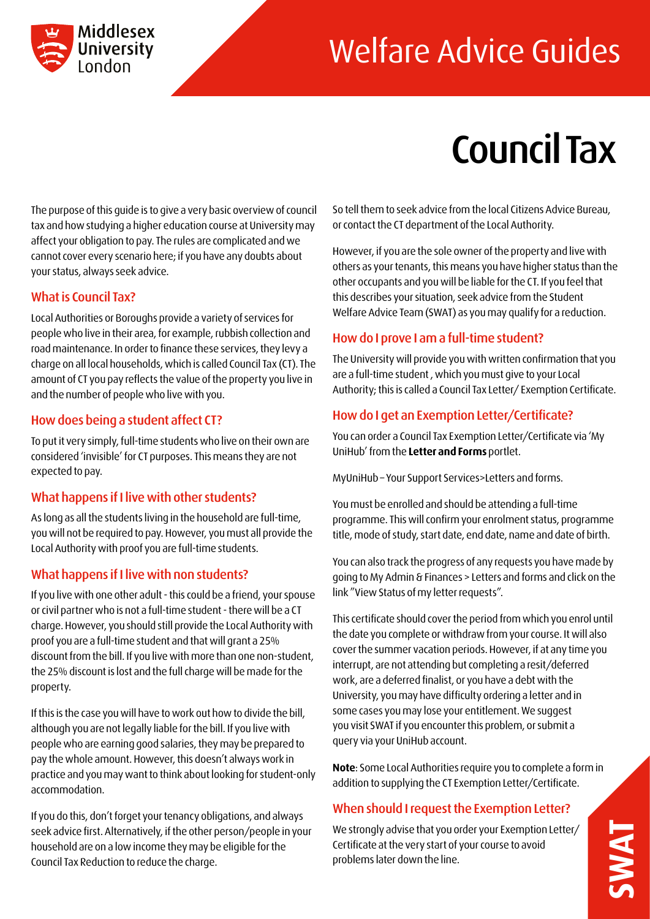# Welfare Advice Guides

# Council Tax

The purpose of this guide is to give a very basic overview of council tax and how studying a higher education course at University may affect your obligation to pay. The rules are complicated and we cannot cover every scenario here; if you have any doubts about your status, always seek advice.

## What is Council Tax?

Local Authorities or Boroughs provide a variety of services for people who live in their area, for example, rubbish collection and road maintenance. In order to finance these services, they levy a charge on all local households, which is called Council Tax (CT). The amount of CT you pay reflects the value of the property you live in and the number of people who live with you.

## How does being a student affect CT?

To put it very simply, full-time students who live on their own are considered 'invisible' for CT purposes. This means they are not expected to pay.

## What happens if I live with other students?

As long as all the students living in the household are full-time, you will not be required to pay. However, you must all provide the Local Authority with proof you are full-time students.

## What happens if I live with non students?

If you live with one other adult - this could be a friend, your spouse or civil partner who is not a full-time student - there will be a CT charge. However, you should still provide the Local Authority with proof you are a full-time student and that will grant a 25% discount from the bill. If you live with more than one non-student, the 25% discount is lost and the full charge will be made for the property.

If this is the case you will have to work out how to divide the bill, although you are not legally liable for the bill. If you live with people who are earning good salaries, they may be prepared to pay the whole amount. However, this doesn't always work in practice and you may want to think about looking for student-only accommodation.

If you do this, don't forget your tenancy obligations, and always seek advice first. Alternatively, if the other person/people in your household are on a low income they may be eligible for the Council Tax Reduction to reduce the charge.

So tell them to seek advice from the local Citizens Advice Bureau, or contact the CT department of the Local Authority.

However, if you are the sole owner of the property and live with others as your tenants, this means you have higher status than the other occupants and you will be liable for the CT. If you feel that this describes your situation, seek advice from the Student Welfare Advice Team (SWAT) as you may qualify for a reduction.

## How do I prove I am a full-time student?

The University will provide you with written confirmation that you are a full-time student , which you must give to your Local Authority; this is called a Council Tax Letter/ Exemption Certificate.

## How do I get an Exemption Letter/Certificate?

You can order a Council Tax Exemption Letter/Certificate via 'My UniHub' from the **Letter and Forms** portlet.

MyUniHub – Your Support Services>Letters and forms.

You must be enrolled and should be attending a full-time programme. This will confirm your enrolment status, programme title, mode of study, start date, end date, name and date of birth.

You can also track the progress of any requests you have made by going to My Admin & Finances > Letters and forms and click on the link "View Status of my letter requests".

This certificate should cover the period from which you enrol until the date you complete or withdraw from your course. It will also cover the summer vacation periods. However, if at any time you interrupt, are not attending but completing a resit/deferred work, are a deferred finalist, or you have a debt with the University, you may have difficulty ordering a letter and in some cases you may lose your entitlement. We suggest you visit SWAT if you encounter this problem, or submit a query via your UniHub account.

**Note**: Some Local Authorities require you to complete a form in addition to supplying the CT Exemption Letter/Certificate.

## When should I request the Exemption Letter?

We strongly advise that you order your Exemption Letter/ Certificate at the very start of your course to avoid problems later down the line.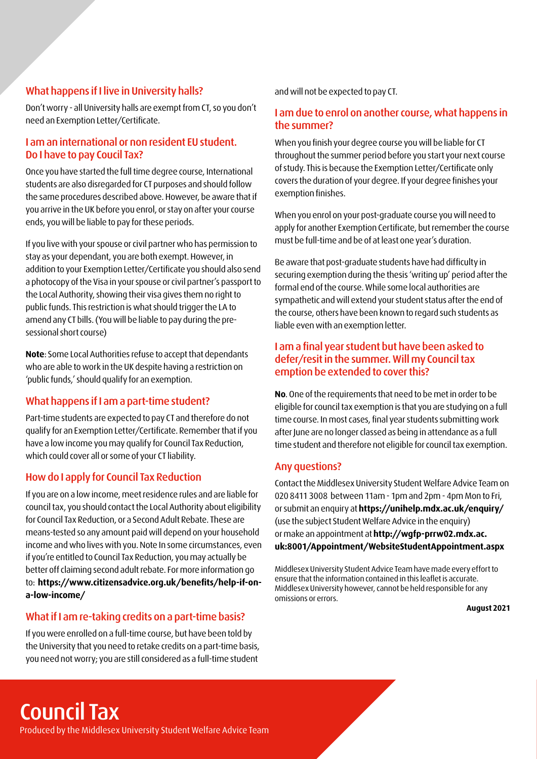## What happens if I live in University halls?

Don't worry - all University halls are exempt from CT, so you don't need an Exemption Letter/Certificate.

## I am an international or non resident EU student. Do I have to pay Coucil Tax?

Once you have started the full time degree course, International students are also disregarded for CT purposes and should follow the same procedures described above. However, be aware that if you arrive in the UK before you enrol, or stay on after your course ends, you will be liable to pay for these periods.

If you live with your spouse or civil partner who has permission to stay as your dependant, you are both exempt. However, in addition to your Exemption Letter/Certificate you should also send a photocopy of the Visa in your spouse or civil partner's passport to the Local Authority, showing their visa gives them no right to public funds. This restriction is what should trigger the LA to amend any CT bills. (You will be liable to pay during the pre-sessional short course)

**Note**: Some Local Authorities refuse to accept that dependants who are able to work in the UK despite having a restriction on 'public funds,' should qualify for an exemption.

## What happens if I am a part-time student?

Part-time students are expected to pay CT and therefore do not qualify for an Exemption Letter/Certificate. Remember that if you have a low income you may qualify for Council Tax Reduction, which could cover all or some of your CT liability.

## How do I apply for Council Tax Reduction

If you are on a low income, meet residence rules and are liable for council tax, you should contact the Local Authority about eligibility for Council Tax Reduction, or a Second Adult Rebate. These are means-tested so any amount paid will depend on your household income and who lives with you. Note In some circumstances, even if you're entitled to Council Tax Reduction, you may actually be better off claiming second adult rebate. For more information go to: **https://www.citizensadvice.org.uk/benefits/help-if-on-a-low-income/**

## What if I am re-taking credits on a part-time basis?

If you were enrolled on a full-time course, but have been told by the University that you need to retake credits on a part-time basis, you need not worry; you are still considered as a full-time student and will not be expected to pay CT.

## I am due to enrol on another course, what happens in the summer?

When you finish your degree course you will be liable for CT throughout the summer period before you start your next course of study. This is because the Exemption Letter/Certificate only covers the duration of your degree. If your degree finishes your exemption finishes.

When you enrol on your post-graduate course you will need to apply for another Exemption Certificate, but remember the course must be full-time and be of at least one year's duration.

Be aware that post-graduate students have had difficulty in securing exemption during the thesis 'writing up' period after the formal end of the course. While some local authorities are sympathetic and will extend your student status after the end of the course, others have been known to regard such students as liable even with an exemption letter.

## I am a final year student but have been asked to defer/resit in the summer. Will my Council tax emption be extended to cover this?

**No**. One of the requirements that need to be met in order to be eligible for council tax exemption is that you are studying on a full time course. In most cases, final year students submitting work after June are no longer classed as being in attendance as a full time student and therefore not eligible for council tax exemption.

## Any questions?

Contact the Middlesex University Student Welfare Advice Team on 020 8411 3008 between 11am - 1pm and 2pm - 4pm Mon to Fri, or submit an enquiry at **https://unihelp.mdx.ac.uk/enquiry/** (use the subject Student Welfare Advice in the enquiry) or make an appointment at **http://wgfp-prrw02.mdx.ac.uk:8001/Appointment/WebsiteStudentAppointment.aspx**

Middlesex University Student Advice Team have made every effort to ensure that the information contained in this leaflet is accurate. Middlesex University however, cannot be held responsible for any omissions or errors.

**August 2021**

# Council Tax

Produced by the Middlesex University Student Welfare Advice Team